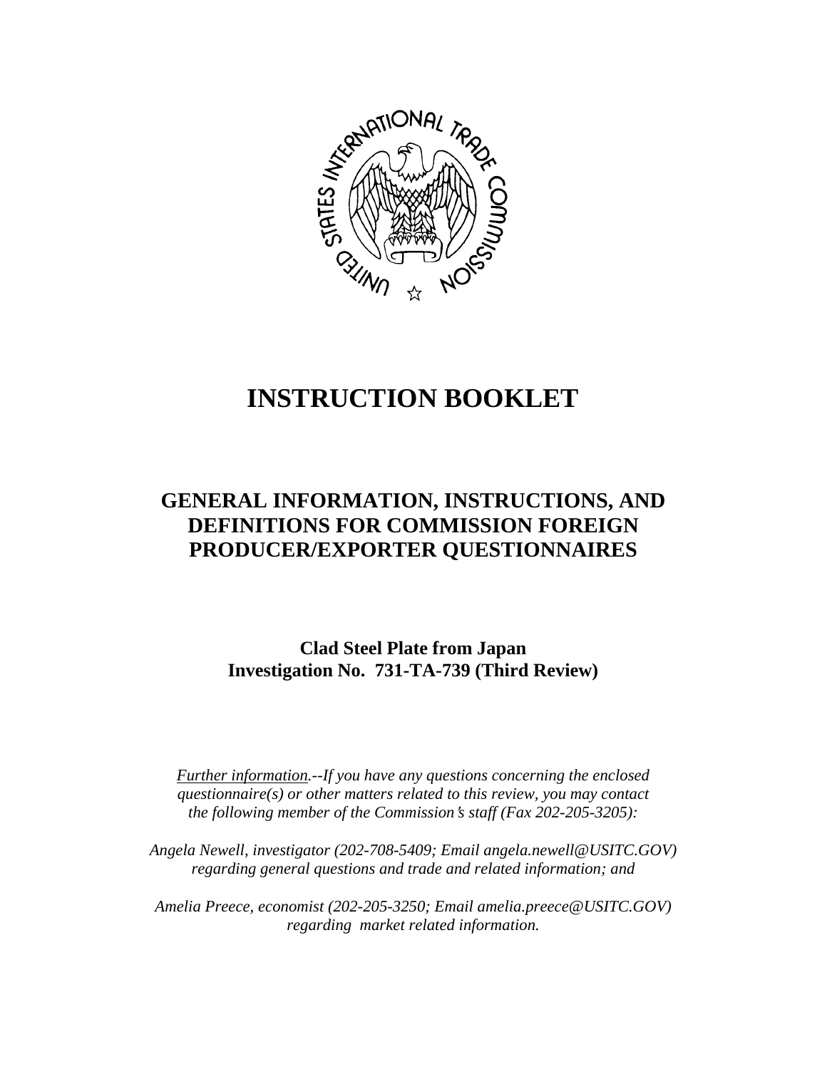# INSTRUCTION BOOKLET

## GENERAL INFORMATION, INSTRUCTIONS, AND DEFINITIONS FOR COMMISSION FOREIGN PRODUCER/EXPORTER QUESTIONNAIRES

**Clad Steel Plate from Japan**
**Investigation No. 731-TA-739 (Third Review)**

*Further information.--If you have any questions concerning the enclosed questionnaire(s) or other matters related to this review, you may contact the following member of the Commission's staff (Fax 202-205-3205):*

*Angela Newell, investigator (202-708-5409; Email angela.newell@USITC.GOV) regarding general questions and trade and related information; and*

*Amelia Preece, economist (202-205-3250; Email amelia.preece@USITC.GOV) regarding market related information.*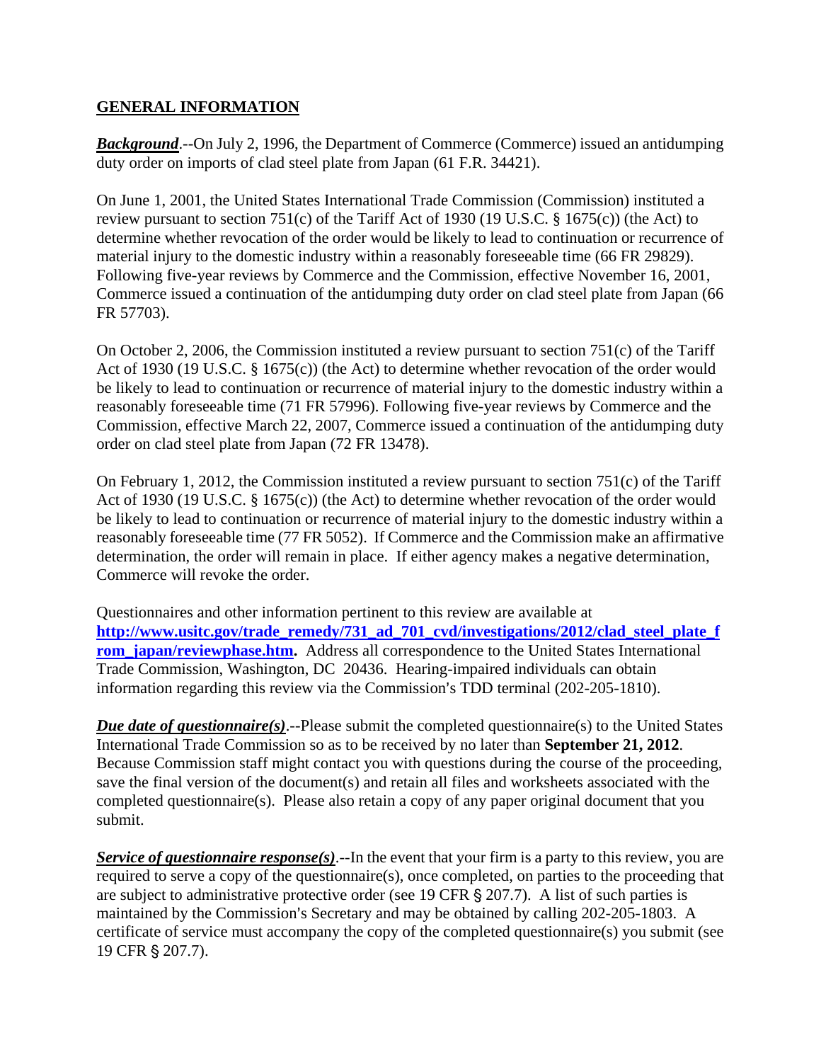## GENERAL INFORMATION

***Background***.--On July 2, 1996, the Department of Commerce (Commerce) issued an antidumping duty order on imports of clad steel plate from Japan (61 F.R. 34421).

On June 1, 2001, the United States International Trade Commission (Commission) instituted a review pursuant to section 751(c) of the Tariff Act of 1930 (19 U.S.C. § 1675(c)) (the Act) to determine whether revocation of the order would be likely to lead to continuation or recurrence of material injury to the domestic industry within a reasonably foreseeable time (66 FR 29829). Following five-year reviews by Commerce and the Commission, effective November 16, 2001, Commerce issued a continuation of the antidumping duty order on clad steel plate from Japan (66 FR 57703).

On October 2, 2006, the Commission instituted a review pursuant to section 751(c) of the Tariff Act of 1930 (19 U.S.C. § 1675(c)) (the Act) to determine whether revocation of the order would be likely to lead to continuation or recurrence of material injury to the domestic industry within a reasonably foreseeable time (71 FR 57996). Following five-year reviews by Commerce and the Commission, effective March 22, 2007, Commerce issued a continuation of the antidumping duty order on clad steel plate from Japan (72 FR 13478).

On February 1, 2012, the Commission instituted a review pursuant to section 751(c) of the Tariff Act of 1930 (19 U.S.C. § 1675(c)) (the Act) to determine whether revocation of the order would be likely to lead to continuation or recurrence of material injury to the domestic industry within a reasonably foreseeable time (77 FR 5052). If Commerce and the Commission make an affirmative determination, the order will remain in place. If either agency makes a negative determination, Commerce will revoke the order.

Questionnaires and other information pertinent to this review are available at **http://www.usitc.gov/trade_remedy/731_ad_701_cvd/investigations/2012/clad_steel_plate_from_japan/reviewphase.htm.** Address all correspondence to the United States International Trade Commission, Washington, DC 20436. Hearing-impaired individuals can obtain information regarding this review via the Commission's TDD terminal (202-205-1810).

***Due date of questionnaire(s)***.--Please submit the completed questionnaire(s) to the United States International Trade Commission so as to be received by no later than **September 21, 2012**. Because Commission staff might contact you with questions during the course of the proceeding, save the final version of the document(s) and retain all files and worksheets associated with the completed questionnaire(s). Please also retain a copy of any paper original document that you submit.

***Service of questionnaire response(s)***.--In the event that your firm is a party to this review, you are required to serve a copy of the questionnaire(s), once completed, on parties to the proceeding that are subject to administrative protective order (see 19 CFR § 207.7). A list of such parties is maintained by the Commission's Secretary and may be obtained by calling 202-205-1803. A certificate of service must accompany the copy of the completed questionnaire(s) you submit (see 19 CFR § 207.7).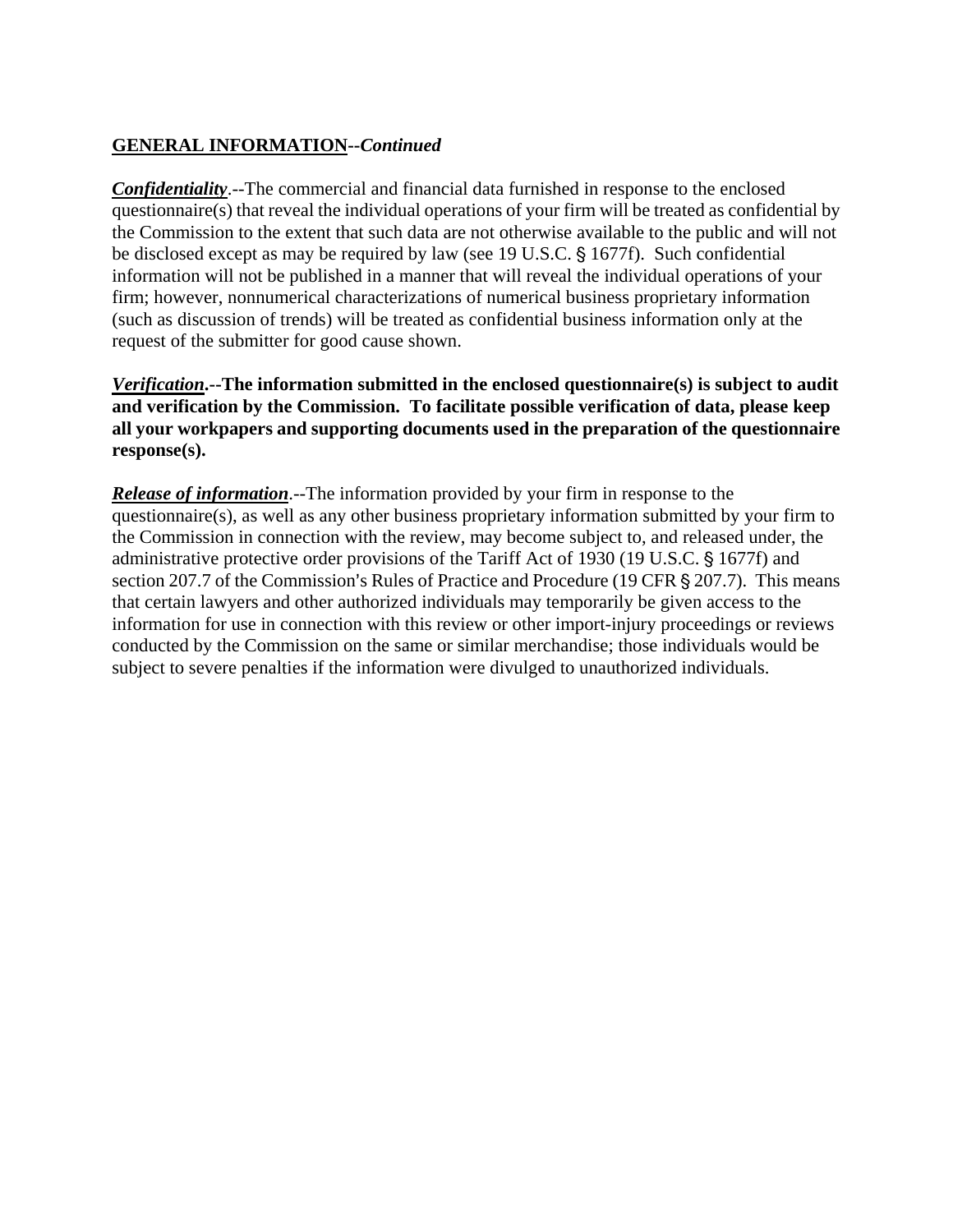**<u>GENERAL INFORMATION</u>--*Continued***

***<u>Confidentiality</u>***.--The commercial and financial data furnished in response to the enclosed questionnaire(s) that reveal the individual operations of your firm will be treated as confidential by the Commission to the extent that such data are not otherwise available to the public and will not be disclosed except as may be required by law (see 19 U.S.C. § 1677f). Such confidential information will not be published in a manner that will reveal the individual operations of your firm; however, nonnumerical characterizations of numerical business proprietary information (such as discussion of trends) will be treated as confidential business information only at the request of the submitter for good cause shown.

***<u>Verification</u>*.--The information submitted in the enclosed questionnaire(s) is subject to audit and verification by the Commission. To facilitate possible verification of data, please keep all your workpapers and supporting documents used in the preparation of the questionnaire response(s).**

***<u>Release of information</u>***.--The information provided by your firm in response to the questionnaire(s), as well as any other business proprietary information submitted by your firm to the Commission in connection with the review, may become subject to, and released under, the administrative protective order provisions of the Tariff Act of 1930 (19 U.S.C. § 1677f) and section 207.7 of the Commission's Rules of Practice and Procedure (19 CFR § 207.7). This means that certain lawyers and other authorized individuals may temporarily be given access to the information for use in connection with this review or other import-injury proceedings or reviews conducted by the Commission on the same or similar merchandise; those individuals would be subject to severe penalties if the information were divulged to unauthorized individuals.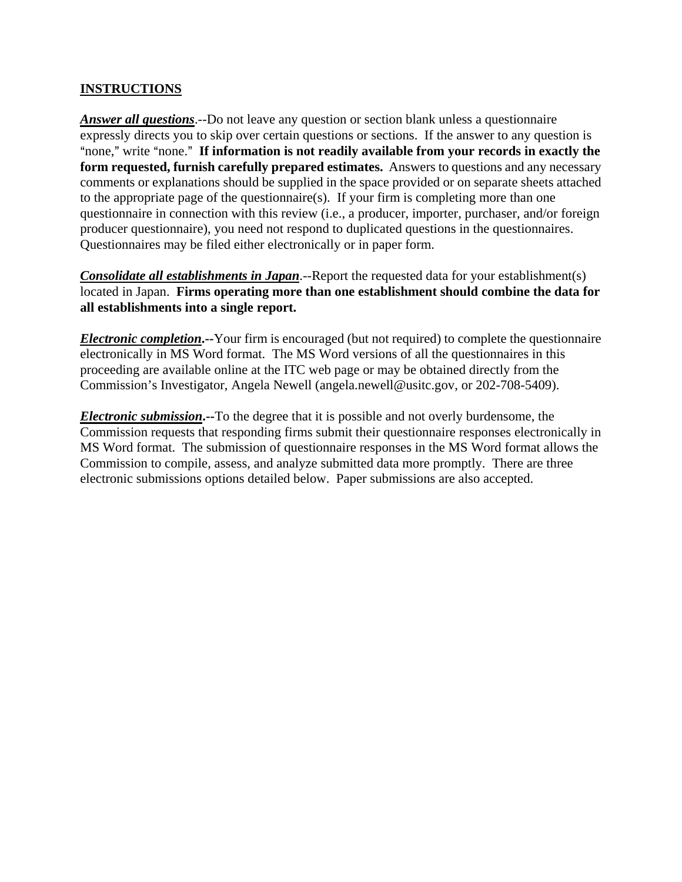## INSTRUCTIONS

***Answer all questions***.--Do not leave any question or section blank unless a questionnaire expressly directs you to skip over certain questions or sections. If the answer to any question is "none," write "none." **If information is not readily available from your records in exactly the form requested, furnish carefully prepared estimates.** Answers to questions and any necessary comments or explanations should be supplied in the space provided or on separate sheets attached to the appropriate page of the questionnaire(s). If your firm is completing more than one questionnaire in connection with this review (i.e., a producer, importer, purchaser, and/or foreign producer questionnaire), you need not respond to duplicated questions in the questionnaires. Questionnaires may be filed either electronically or in paper form.

***Consolidate all establishments in Japan***.--Report the requested data for your establishment(s) located in Japan. **Firms operating more than one establishment should combine the data for all establishments into a single report.**

***Electronic completion*.--**Your firm is encouraged (but not required) to complete the questionnaire electronically in MS Word format. The MS Word versions of all the questionnaires in this proceeding are available online at the ITC web page or may be obtained directly from the Commission's Investigator, Angela Newell (angela.newell@usitc.gov, or 202-708-5409).

***Electronic submission*.--**To the degree that it is possible and not overly burdensome, the Commission requests that responding firms submit their questionnaire responses electronically in MS Word format. The submission of questionnaire responses in the MS Word format allows the Commission to compile, assess, and analyze submitted data more promptly. There are three electronic submissions options detailed below. Paper submissions are also accepted.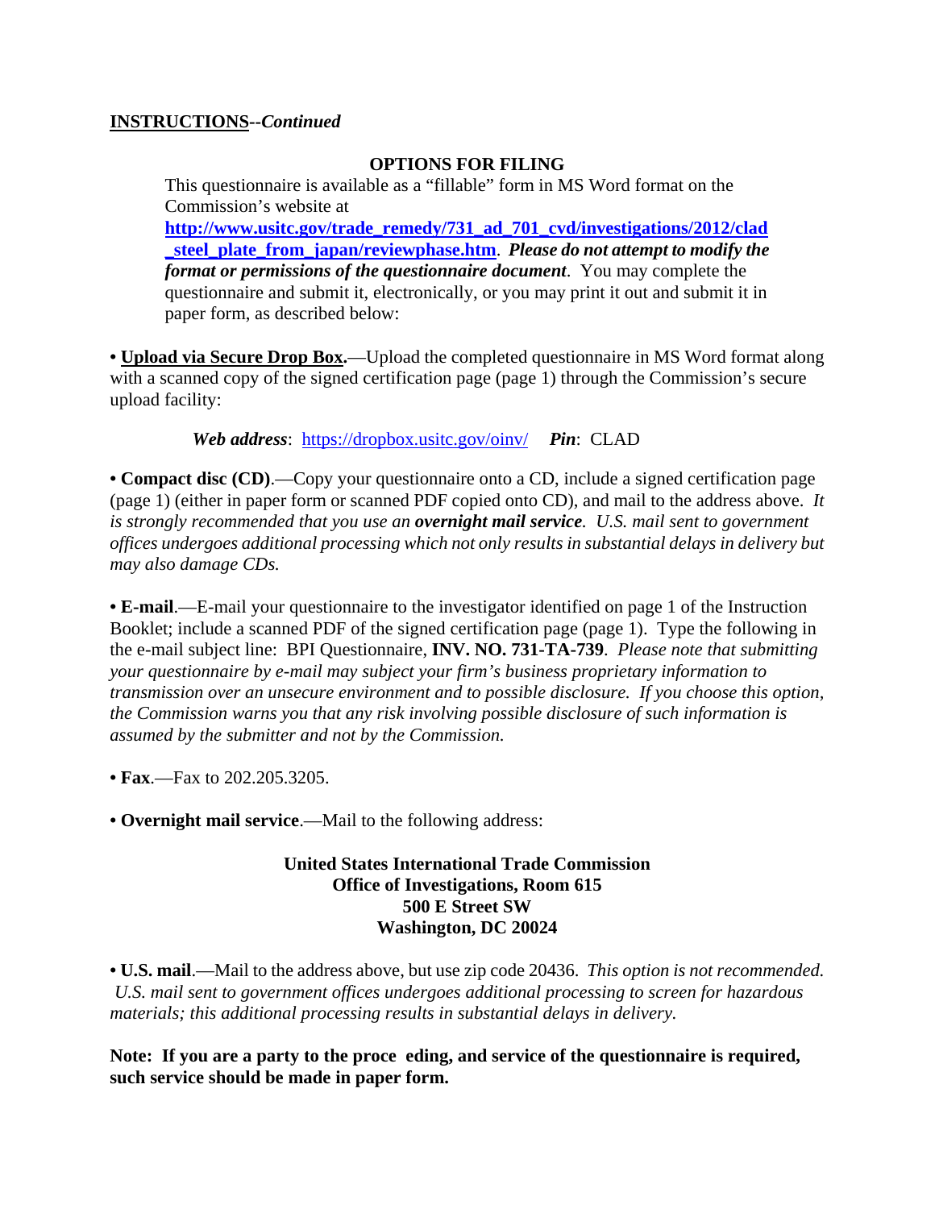**INSTRUCTIONS**--*Continued*

**OPTIONS FOR FILING**

This questionnaire is available as a "fillable" form in MS Word format on the Commission's website at **http://www.usitc.gov/trade_remedy/731_ad_701_cvd/investigations/2012/clad_steel_plate_from_japan/reviewphase.htm**. ***Please do not attempt to modify the format or permissions of the questionnaire document***. You may complete the questionnaire and submit it, electronically, or you may print it out and submit it in paper form, as described below:

• **Upload via Secure Drop Box.**—Upload the completed questionnaire in MS Word format along with a scanned copy of the signed certification page (page 1) through the Commission's secure upload facility:

***Web address***: https://dropbox.usitc.gov/oinv/ ***Pin***: CLAD

• **Compact disc (CD)**.—Copy your questionnaire onto a CD, include a signed certification page (page 1) (either in paper form or scanned PDF copied onto CD), and mail to the address above. *It is strongly recommended that you use an **overnight mail service**. U.S. mail sent to government offices undergoes additional processing which not only results in substantial delays in delivery but may also damage CDs.*

• **E-mail**.—E-mail your questionnaire to the investigator identified on page 1 of the Instruction Booklet; include a scanned PDF of the signed certification page (page 1). Type the following in the e-mail subject line: BPI Questionnaire, **INV. NO. 731-TA-739**. *Please note that submitting your questionnaire by e-mail may subject your firm's business proprietary information to transmission over an unsecure environment and to possible disclosure. If you choose this option, the Commission warns you that any risk involving possible disclosure of such information is assumed by the submitter and not by the Commission.*

• **Fax**.—Fax to 202.205.3205.

• **Overnight mail service**.—Mail to the following address:

**United States International Trade Commission**
**Office of Investigations, Room 615**
**500 E Street SW**
**Washington, DC 20024**

• **U.S. mail**.—Mail to the address above, but use zip code 20436. *This option is not recommended. U.S. mail sent to government offices undergoes additional processing to screen for hazardous materials; this additional processing results in substantial delays in delivery.*

**Note: If you are a party to the proce eding, and service of the questionnaire is required, such service should be made in paper form.**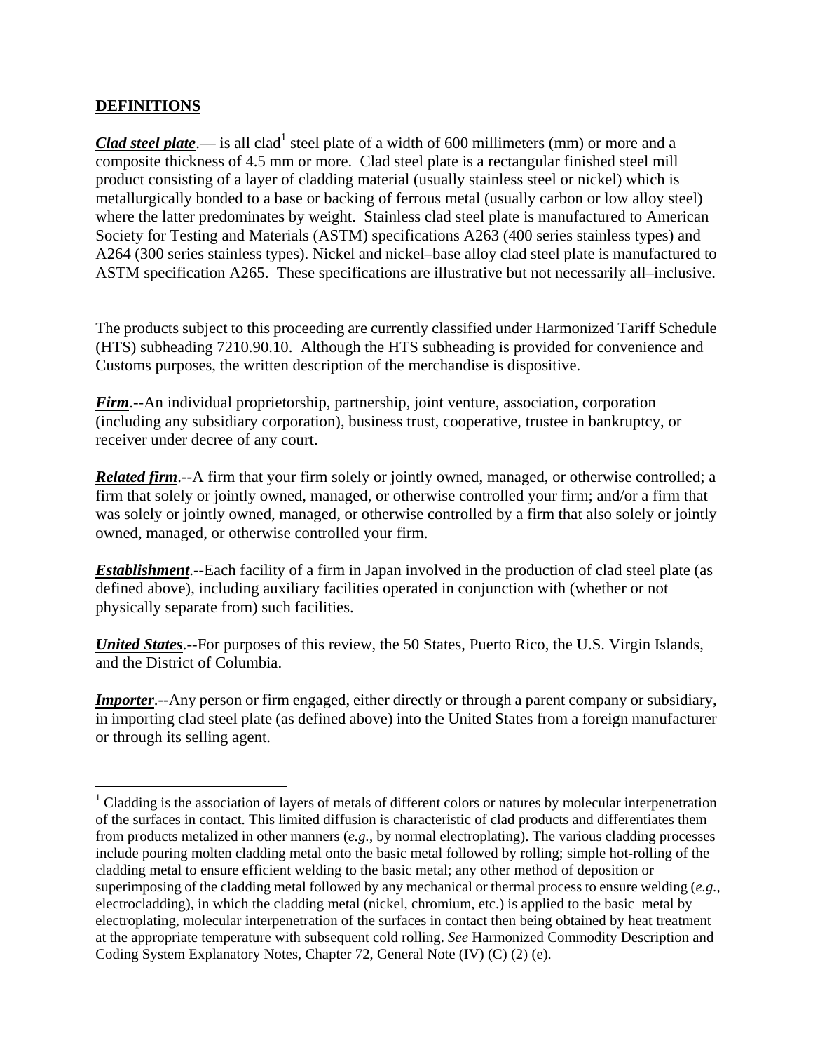## DEFINITIONS

***Clad steel plate***.— is all clad[1] steel plate of a width of 600 millimeters (mm) or more and a composite thickness of 4.5 mm or more. Clad steel plate is a rectangular finished steel mill product consisting of a layer of cladding material (usually stainless steel or nickel) which is metallurgically bonded to a base or backing of ferrous metal (usually carbon or low alloy steel) where the latter predominates by weight. Stainless clad steel plate is manufactured to American Society for Testing and Materials (ASTM) specifications A263 (400 series stainless types) and A264 (300 series stainless types). Nickel and nickel–base alloy clad steel plate is manufactured to ASTM specification A265. These specifications are illustrative but not necessarily all–inclusive.

The products subject to this proceeding are currently classified under Harmonized Tariff Schedule (HTS) subheading 7210.90.10. Although the HTS subheading is provided for convenience and Customs purposes, the written description of the merchandise is dispositive.

***Firm***.--An individual proprietorship, partnership, joint venture, association, corporation (including any subsidiary corporation), business trust, cooperative, trustee in bankruptcy, or receiver under decree of any court.

***Related firm***.--A firm that your firm solely or jointly owned, managed, or otherwise controlled; a firm that solely or jointly owned, managed, or otherwise controlled your firm; and/or a firm that was solely or jointly owned, managed, or otherwise controlled by a firm that also solely or jointly owned, managed, or otherwise controlled your firm.

***Establishment***.--Each facility of a firm in Japan involved in the production of clad steel plate (as defined above), including auxiliary facilities operated in conjunction with (whether or not physically separate from) such facilities.

***United States***.--For purposes of this review, the 50 States, Puerto Rico, the U.S. Virgin Islands, and the District of Columbia.

***Importer***.--Any person or firm engaged, either directly or through a parent company or subsidiary, in importing clad steel plate (as defined above) into the United States from a foreign manufacturer or through its selling agent.

---

[1] Cladding is the association of layers of metals of different colors or natures by molecular interpenetration of the surfaces in contact. This limited diffusion is characteristic of clad products and differentiates them from products metalized in other manners (*e.g.*, by normal electroplating). The various cladding processes include pouring molten cladding metal onto the basic metal followed by rolling; simple hot-rolling of the cladding metal to ensure efficient welding to the basic metal; any other method of deposition or superimposing of the cladding metal followed by any mechanical or thermal process to ensure welding (*e.g.*, electrocladding), in which the cladding metal (nickel, chromium, etc.) is applied to the basic metal by electroplating, molecular interpenetration of the surfaces in contact then being obtained by heat treatment at the appropriate temperature with subsequent cold rolling. *See* Harmonized Commodity Description and Coding System Explanatory Notes, Chapter 72, General Note (IV) (C) (2) (e).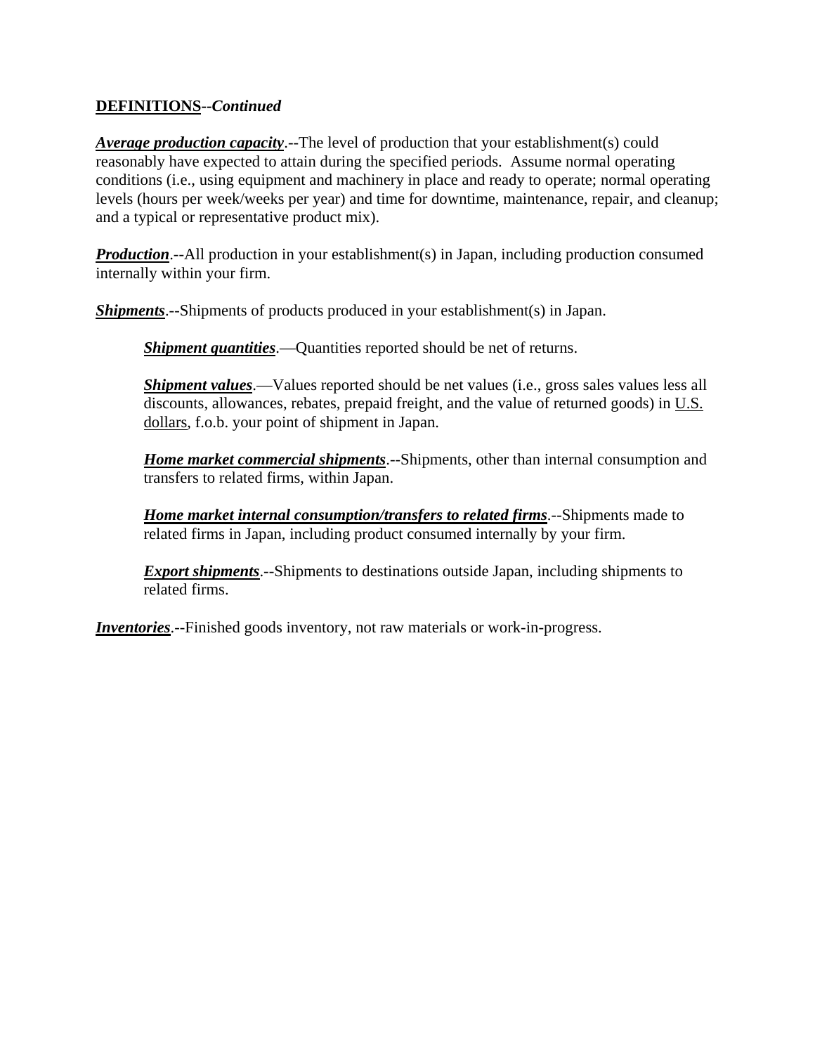**DEFINITIONS**--***Continued***

***Average production capacity***.--The level of production that your establishment(s) could reasonably have expected to attain during the specified periods. Assume normal operating conditions (i.e., using equipment and machinery in place and ready to operate; normal operating levels (hours per week/weeks per year) and time for downtime, maintenance, repair, and cleanup; and a typical or representative product mix).

***Production***.--All production in your establishment(s) in Japan, including production consumed internally within your firm.

***Shipments***.--Shipments of products produced in your establishment(s) in Japan.

> ***Shipment quantities***.—Quantities reported should be net of returns.
>
> ***Shipment values***.—Values reported should be net values (i.e., gross sales values less all discounts, allowances, rebates, prepaid freight, and the value of returned goods) in U.S. dollars, f.o.b. your point of shipment in Japan.
>
> ***Home market commercial shipments***.--Shipments, other than internal consumption and transfers to related firms, within Japan.
>
> ***Home market internal consumption/transfers to related firms***.--Shipments made to related firms in Japan, including product consumed internally by your firm.
>
> ***Export shipments***.--Shipments to destinations outside Japan, including shipments to related firms.

***Inventories***.--Finished goods inventory, not raw materials or work-in-progress.